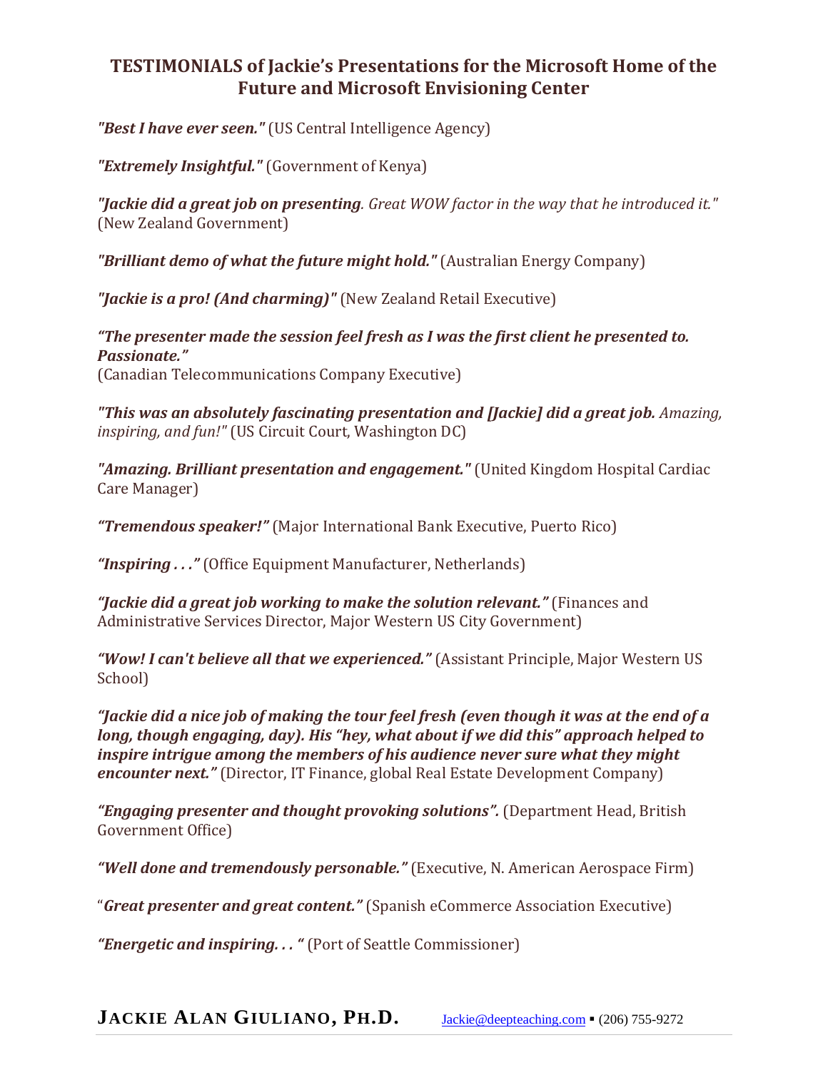## TESTIMONIALS of Jackie's Presentations for the Microsoft Home of the Future and Microsoft Envisioning Center

***"Best I have ever seen."*** (US Central Intelligence Agency)

***"Extremely Insightful."*** (Government of Kenya)

***"Jackie did a great job on presenting****. Great WOW factor in the way that he introduced it."* (New Zealand Government)

***"Brilliant demo of what the future might hold."*** (Australian Energy Company)

***"Jackie is a pro! (And charming)"*** (New Zealand Retail Executive)

***"The presenter made the session feel fresh as I was the first client he presented to. Passionate."***
(Canadian Telecommunications Company Executive)

***"This was an absolutely fascinating presentation and [Jackie] did a great job.*** *Amazing, inspiring, and fun!"* (US Circuit Court, Washington DC)

***"Amazing. Brilliant presentation and engagement."*** (United Kingdom Hospital Cardiac Care Manager)

***"Tremendous speaker!"*** (Major International Bank Executive, Puerto Rico)

***"Inspiring . . ."*** (Office Equipment Manufacturer, Netherlands)

***"Jackie did a great job working to make the solution relevant."*** (Finances and Administrative Services Director, Major Western US City Government)

***"Wow! I can't believe all that we experienced."*** (Assistant Principle, Major Western US School)

***"Jackie did a nice job of making the tour feel fresh (even though it was at the end of a long, though engaging, day). His "hey, what about if we did this" approach helped to inspire intrigue among the members of his audience never sure what they might encounter next."*** (Director, IT Finance, global Real Estate Development Company)

***"Engaging presenter and thought provoking solutions".*** (Department Head, British Government Office)

***"Well done and tremendously personable."*** (Executive, N. American Aerospace Firm)

"***Great presenter and great content."*** (Spanish eCommerce Association Executive)

***"Energetic and inspiring. . . "*** (Port of Seattle Commissioner)

**JACKIE ALAN GIULIANO, PH.D.** Jackie@deepteaching.com ▪ (206) 755-9272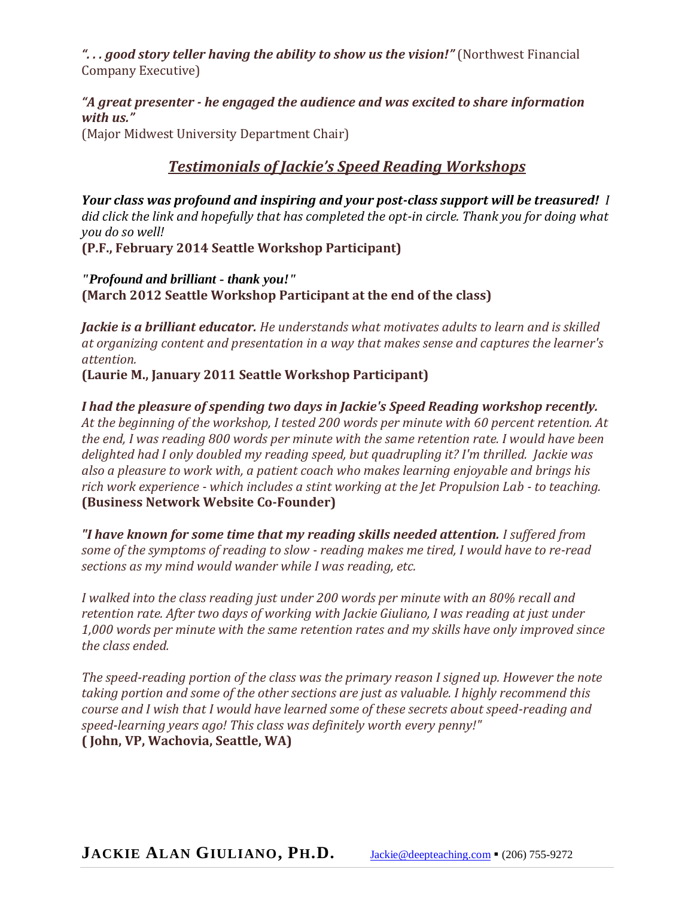***". . . good story teller having the ability to show us the vision!"*** (Northwest Financial Company Executive)

***"A great presenter - he engaged the audience and was excited to share information with us."***
(Major Midwest University Department Chair)

## ***Testimonials of Jackie's Speed Reading Workshops***

***Your class was profound and inspiring and your post-class support will be treasured!*** *I did click the link and hopefully that has completed the opt-in circle. Thank you for doing what you do so well!*
**(P.F., February 2014 Seattle Workshop Participant)**

***"Profound and brilliant - thank you!"***
**(March 2012 Seattle Workshop Participant at the end of the class)**

***Jackie is a brilliant educator.*** *He understands what motivates adults to learn and is skilled at organizing content and presentation in a way that makes sense and captures the learner's attention.*
**(Laurie M., January 2011 Seattle Workshop Participant)**

***I had the pleasure of spending two days in Jackie's Speed Reading workshop recently.*** *At the beginning of the workshop, I tested 200 words per minute with 60 percent retention. At the end, I was reading 800 words per minute with the same retention rate. I would have been delighted had I only doubled my reading speed, but quadrupling it? I'm thrilled. Jackie was also a pleasure to work with, a patient coach who makes learning enjoyable and brings his rich work experience - which includes a stint working at the Jet Propulsion Lab - to teaching.*
**(Business Network Website Co-Founder)**

***"I have known for some time that my reading skills needed attention.*** *I suffered from some of the symptoms of reading to slow - reading makes me tired, I would have to re-read sections as my mind would wander while I was reading, etc.*

*I walked into the class reading just under 200 words per minute with an 80% recall and retention rate. After two days of working with Jackie Giuliano, I was reading at just under 1,000 words per minute with the same retention rates and my skills have only improved since the class ended.*

*The speed-reading portion of the class was the primary reason I signed up. However the note taking portion and some of the other sections are just as valuable. I highly recommend this course and I wish that I would have learned some of these secrets about speed-reading and speed-learning years ago! This class was definitely worth every penny!"*
**( John, VP, Wachovia, Seattle, WA)**